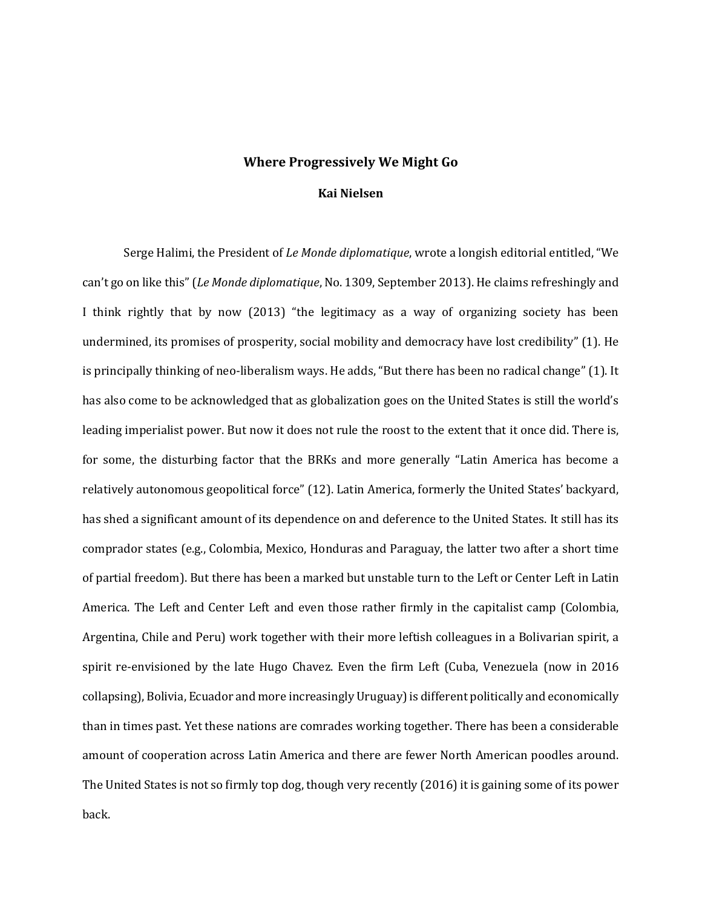# Where Progressively We Might Go

**Kai Nielsen**

Serge Halimi, the President of *Le Monde diplomatique*, wrote a longish editorial entitled, "We can't go on like this" (*Le Monde diplomatique*, No. 1309, September 2013). He claims refreshingly and I think rightly that by now (2013) "the legitimacy as a way of organizing society has been undermined, its promises of prosperity, social mobility and democracy have lost credibility" (1). He is principally thinking of neo-liberalism ways. He adds, "But there has been no radical change" (1). It has also come to be acknowledged that as globalization goes on the United States is still the world's leading imperialist power. But now it does not rule the roost to the extent that it once did. There is, for some, the disturbing factor that the BRKs and more generally "Latin America has become a relatively autonomous geopolitical force" (12). Latin America, formerly the United States' backyard, has shed a significant amount of its dependence on and deference to the United States. It still has its comprador states (e.g., Colombia, Mexico, Honduras and Paraguay, the latter two after a short time of partial freedom). But there has been a marked but unstable turn to the Left or Center Left in Latin America. The Left and Center Left and even those rather firmly in the capitalist camp (Colombia, Argentina, Chile and Peru) work together with their more leftish colleagues in a Bolivarian spirit, a spirit re-envisioned by the late Hugo Chavez. Even the firm Left (Cuba, Venezuela (now in 2016 collapsing), Bolivia, Ecuador and more increasingly Uruguay) is different politically and economically than in times past. Yet these nations are comrades working together. There has been a considerable amount of cooperation across Latin America and there are fewer North American poodles around. The United States is not so firmly top dog, though very recently (2016) it is gaining some of its power back.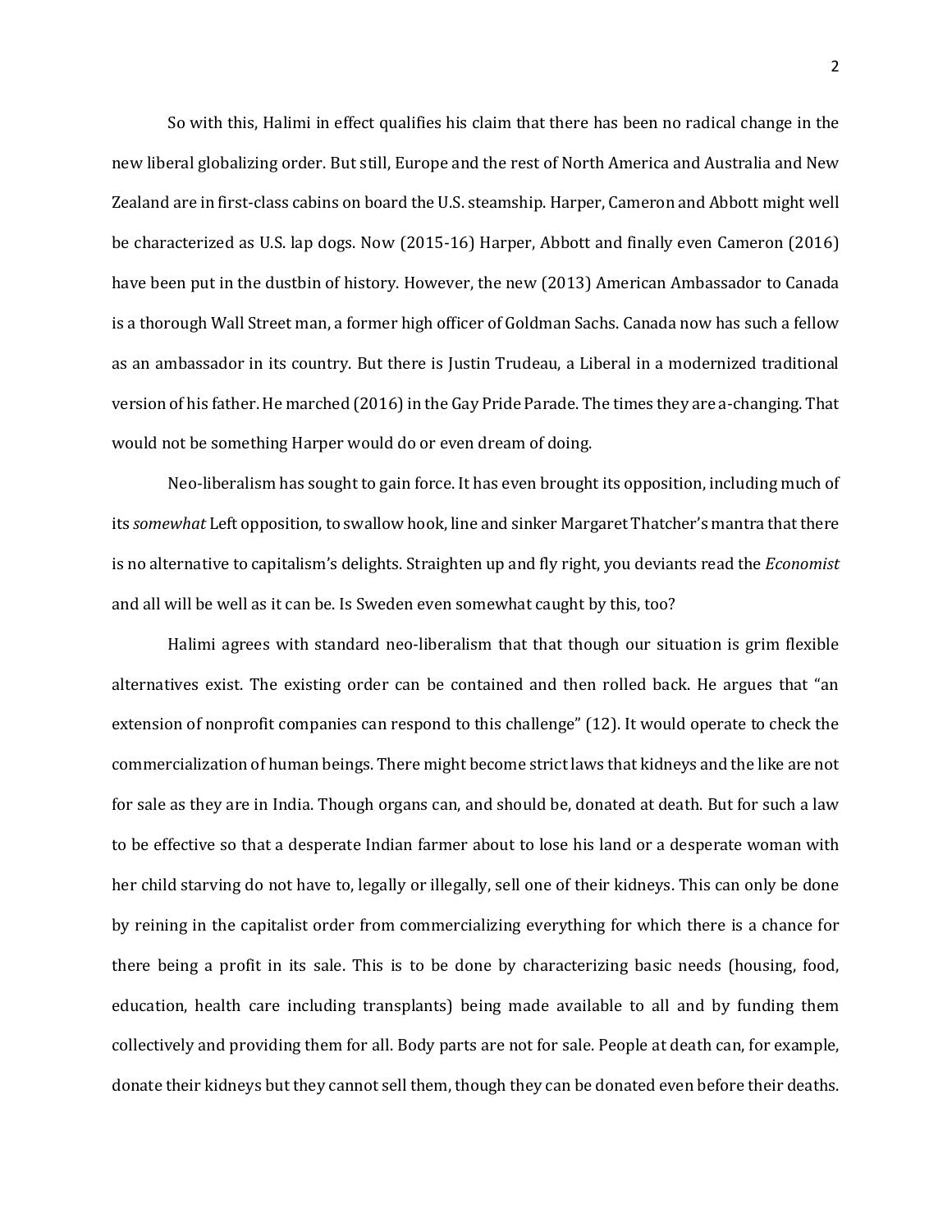So with this, Halimi in effect qualifies his claim that there has been no radical change in the new liberal globalizing order. But still, Europe and the rest of North America and Australia and New Zealand are in first-class cabins on board the U.S. steamship. Harper, Cameron and Abbott might well be characterized as U.S. lap dogs. Now (2015-16) Harper, Abbott and finally even Cameron (2016) have been put in the dustbin of history. However, the new (2013) American Ambassador to Canada is a thorough Wall Street man, a former high officer of Goldman Sachs. Canada now has such a fellow as an ambassador in its country. But there is Justin Trudeau, a Liberal in a modernized traditional version of his father. He marched (2016) in the Gay Pride Parade. The times they are a-changing. That would not be something Harper would do or even dream of doing.

Neo-liberalism has sought to gain force. It has even brought its opposition, including much of its *somewhat* Left opposition, to swallow hook, line and sinker Margaret Thatcher's mantra that there is no alternative to capitalism's delights. Straighten up and fly right, you deviants read the *Economist* and all will be well as it can be. Is Sweden even somewhat caught by this, too?

Halimi agrees with standard neo-liberalism that that though our situation is grim flexible alternatives exist. The existing order can be contained and then rolled back. He argues that "an extension of nonprofit companies can respond to this challenge" (12). It would operate to check the commercialization of human beings. There might become strict laws that kidneys and the like are not for sale as they are in India. Though organs can, and should be, donated at death. But for such a law to be effective so that a desperate Indian farmer about to lose his land or a desperate woman with her child starving do not have to, legally or illegally, sell one of their kidneys. This can only be done by reining in the capitalist order from commercializing everything for which there is a chance for there being a profit in its sale. This is to be done by characterizing basic needs (housing, food, education, health care including transplants) being made available to all and by funding them collectively and providing them for all. Body parts are not for sale. People at death can, for example, donate their kidneys but they cannot sell them, though they can be donated even before their deaths.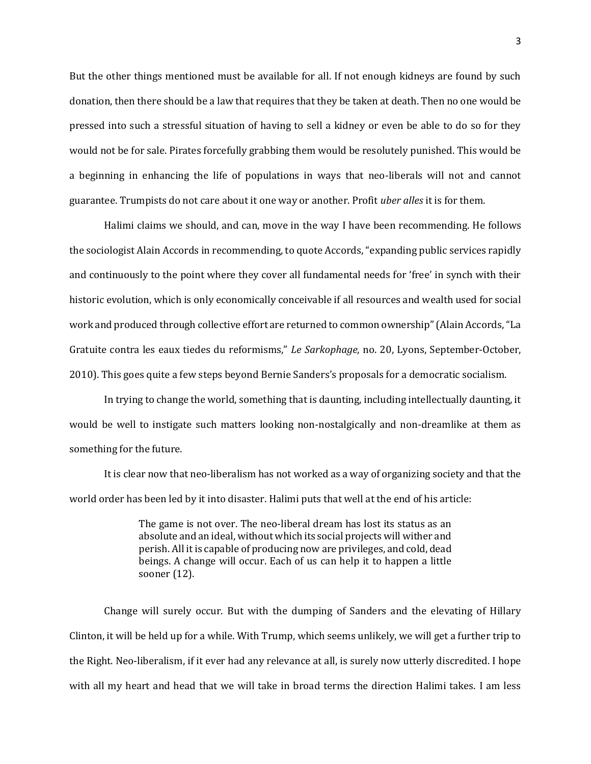But the other things mentioned must be available for all. If not enough kidneys are found by such donation, then there should be a law that requires that they be taken at death. Then no one would be pressed into such a stressful situation of having to sell a kidney or even be able to do so for they would not be for sale. Pirates forcefully grabbing them would be resolutely punished. This would be a beginning in enhancing the life of populations in ways that neo-liberals will not and cannot guarantee. Trumpists do not care about it one way or another. Profit *uber alles* it is for them.

Halimi claims we should, and can, move in the way I have been recommending. He follows the sociologist Alain Accords in recommending, to quote Accords, "expanding public services rapidly and continuously to the point where they cover all fundamental needs for 'free' in synch with their historic evolution, which is only economically conceivable if all resources and wealth used for social work and produced through collective effort are returned to common ownership" (Alain Accords, "La Gratuite contra les eaux tiedes du reformisms," *Le Sarkophage*, no. 20, Lyons, September-October, 2010). This goes quite a few steps beyond Bernie Sanders's proposals for a democratic socialism.

In trying to change the world, something that is daunting, including intellectually daunting, it would be well to instigate such matters looking non-nostalgically and non-dreamlike at them as something for the future.

It is clear now that neo-liberalism has not worked as a way of organizing society and that the world order has been led by it into disaster. Halimi puts that well at the end of his article:

> The game is not over. The neo-liberal dream has lost its status as an absolute and an ideal, without which its social projects will wither and perish. All it is capable of producing now are privileges, and cold, dead beings. A change will occur. Each of us can help it to happen a little sooner (12).

Change will surely occur. But with the dumping of Sanders and the elevating of Hillary Clinton, it will be held up for a while. With Trump, which seems unlikely, we will get a further trip to the Right. Neo-liberalism, if it ever had any relevance at all, is surely now utterly discredited. I hope with all my heart and head that we will take in broad terms the direction Halimi takes. I am less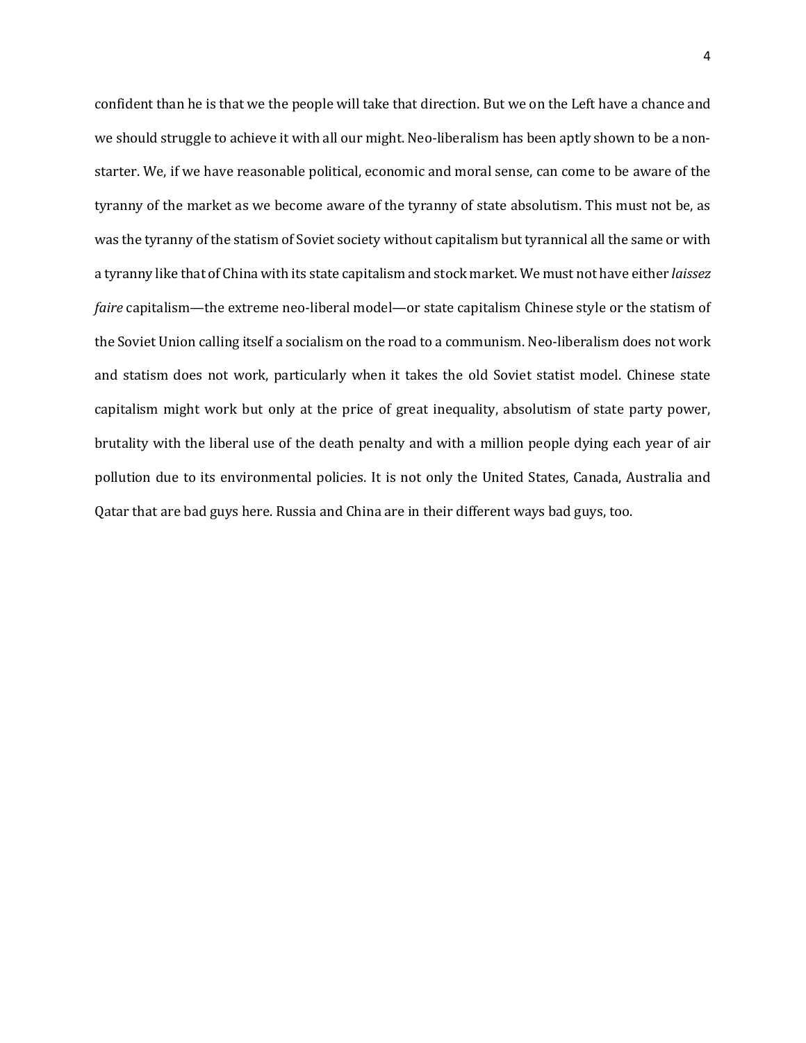confident than he is that we the people will take that direction. But we on the Left have a chance and we should struggle to achieve it with all our might. Neo-liberalism has been aptly shown to be a non-starter. We, if we have reasonable political, economic and moral sense, can come to be aware of the tyranny of the market as we become aware of the tyranny of state absolutism. This must not be, as was the tyranny of the statism of Soviet society without capitalism but tyrannical all the same or with a tyranny like that of China with its state capitalism and stock market. We must not have either *laissez faire* capitalism—the extreme neo-liberal model—or state capitalism Chinese style or the statism of the Soviet Union calling itself a socialism on the road to a communism. Neo-liberalism does not work and statism does not work, particularly when it takes the old Soviet statist model. Chinese state capitalism might work but only at the price of great inequality, absolutism of state party power, brutality with the liberal use of the death penalty and with a million people dying each year of air pollution due to its environmental policies. It is not only the United States, Canada, Australia and Qatar that are bad guys here. Russia and China are in their different ways bad guys, too.